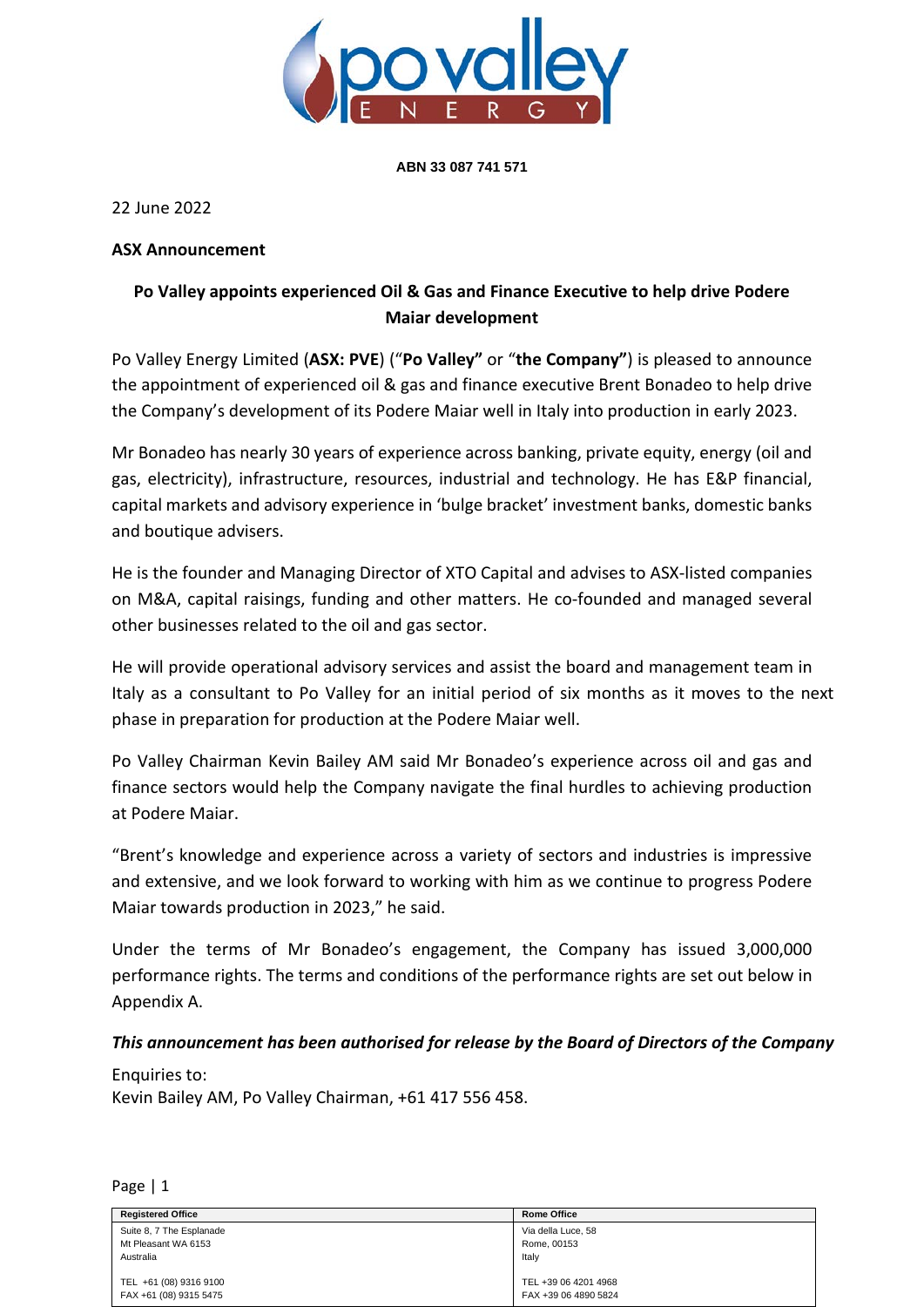**ABN 33 087 741 571**

22 June 2022

**ASX Announcement**

## Po Valley appoints experienced Oil & Gas and Finance Executive to help drive Podere Maiar development

Po Valley Energy Limited (**ASX: PVE**) (“**Po Valley”** or “**the Company”**) is pleased to announce the appointment of experienced oil & gas and finance executive Brent Bonadeo to help drive the Company’s development of its Podere Maiar well in Italy into production in early 2023.

Mr Bonadeo has nearly 30 years of experience across banking, private equity, energy (oil and gas, electricity), infrastructure, resources, industrial and technology. He has E&P financial, capital markets and advisory experience in ‘bulge bracket’ investment banks, domestic banks and boutique advisers.

He is the founder and Managing Director of XTO Capital and advises to ASX-listed companies on M&A, capital raisings, funding and other matters. He co-founded and managed several other businesses related to the oil and gas sector.

He will provide operational advisory services and assist the board and management team in Italy as a consultant to Po Valley for an initial period of six months as it moves to the next phase in preparation for production at the Podere Maiar well.

Po Valley Chairman Kevin Bailey AM said Mr Bonadeo’s experience across oil and gas and finance sectors would help the Company navigate the final hurdles to achieving production at Podere Maiar.

“Brent’s knowledge and experience across a variety of sectors and industries is impressive and extensive, and we look forward to working with him as we continue to progress Podere Maiar towards production in 2023,” he said.

Under the terms of Mr Bonadeo’s engagement, the Company has issued 3,000,000 performance rights. The terms and conditions of the performance rights are set out below in Appendix A.

***This announcement has been authorised for release by the Board of Directors of the Company***

Enquiries to:
Kevin Bailey AM, Po Valley Chairman, +61 417 556 458.

| Registered Office | Rome Office |
|---|---|
| Suite 8, 7 The Esplanade<br>Mt Pleasant WA 6153<br>Australia<br><br>TEL +61 (08) 9316 9100<br>FAX +61 (08) 9315 5475 | Via della Luce, 58<br>Rome, 00153<br>Italy<br><br>TEL +39 06 4201 4968<br>FAX +39 06 4890 5824 |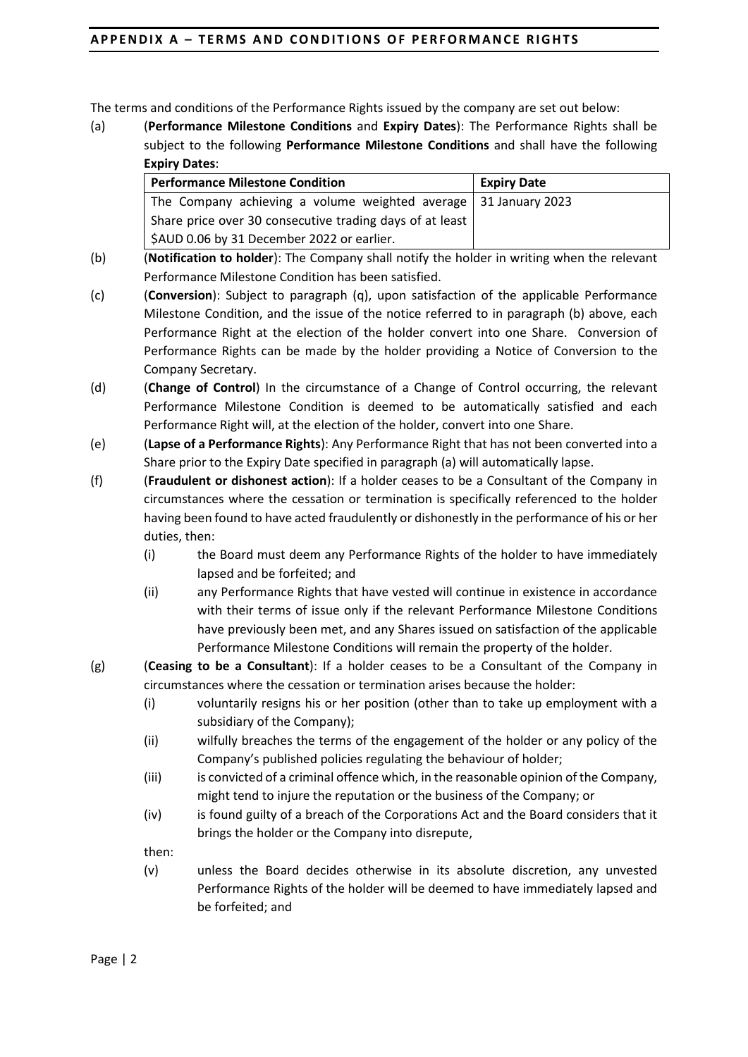## APPENDIX A – TERMS AND CONDITIONS OF PERFORMANCE RIGHTS

The terms and conditions of the Performance Rights issued by the company are set out below:

(a) (**Performance Milestone Conditions** and **Expiry Dates**): The Performance Rights shall be subject to the following **Performance Milestone Conditions** and shall have the following **Expiry Dates**:

| Performance Milestone Condition | Expiry Date |
| --- | --- |
| The Company achieving a volume weighted average Share price over 30 consecutive trading days of at least $AUD 0.06 by 31 December 2022 or earlier. | 31 January 2023 |

(b) (**Notification to holder**): The Company shall notify the holder in writing when the relevant Performance Milestone Condition has been satisfied.

(c) (**Conversion**): Subject to paragraph (q), upon satisfaction of the applicable Performance Milestone Condition, and the issue of the notice referred to in paragraph (b) above, each Performance Right at the election of the holder convert into one Share. Conversion of Performance Rights can be made by the holder providing a Notice of Conversion to the Company Secretary.

(d) (**Change of Control**) In the circumstance of a Change of Control occurring, the relevant Performance Milestone Condition is deemed to be automatically satisfied and each Performance Right will, at the election of the holder, convert into one Share.

(e) (**Lapse of a Performance Rights**): Any Performance Right that has not been converted into a Share prior to the Expiry Date specified in paragraph (a) will automatically lapse.

(f) (**Fraudulent or dishonest action**): If a holder ceases to be a Consultant of the Company in circumstances where the cessation or termination is specifically referenced to the holder having been found to have acted fraudulently or dishonestly in the performance of his or her duties, then:

   (i) the Board must deem any Performance Rights of the holder to have immediately lapsed and be forfeited; and

   (ii) any Performance Rights that have vested will continue in existence in accordance with their terms of issue only if the relevant Performance Milestone Conditions have previously been met, and any Shares issued on satisfaction of the applicable Performance Milestone Conditions will remain the property of the holder.

(g) (**Ceasing to be a Consultant**): If a holder ceases to be a Consultant of the Company in circumstances where the cessation or termination arises because the holder:

   (i) voluntarily resigns his or her position (other than to take up employment with a subsidiary of the Company);

   (ii) wilfully breaches the terms of the engagement of the holder or any policy of the Company's published policies regulating the behaviour of holder;

   (iii) is convicted of a criminal offence which, in the reasonable opinion of the Company, might tend to injure the reputation or the business of the Company; or

   (iv) is found guilty of a breach of the Corporations Act and the Board considers that it brings the holder or the Company into disrepute,

   then:

   (v) unless the Board decides otherwise in its absolute discretion, any unvested Performance Rights of the holder will be deemed to have immediately lapsed and be forfeited; and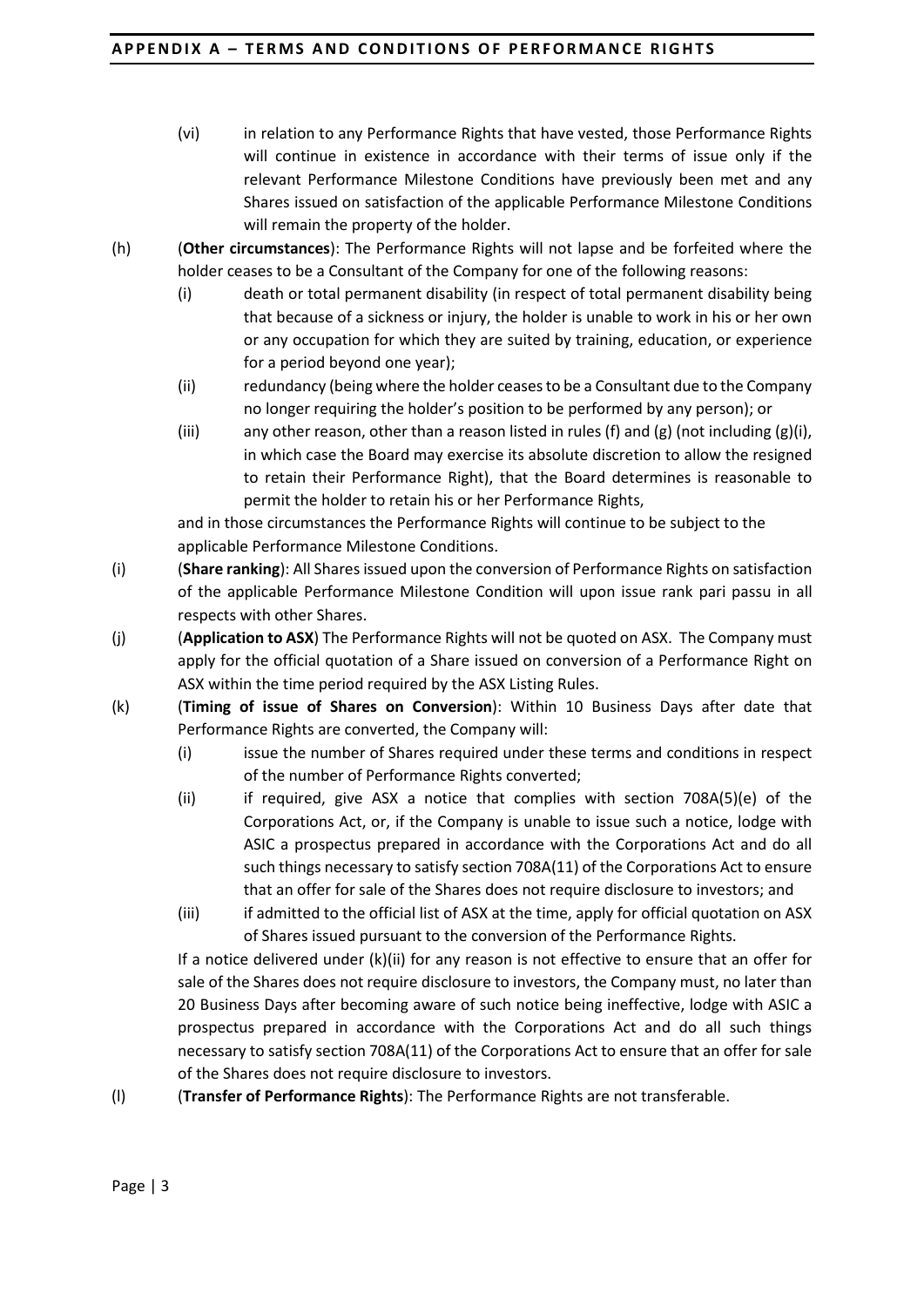(vi) in relation to any Performance Rights that have vested, those Performance Rights will continue in existence in accordance with their terms of issue only if the relevant Performance Milestone Conditions have previously been met and any Shares issued on satisfaction of the applicable Performance Milestone Conditions will remain the property of the holder.

(h) (**Other circumstances**): The Performance Rights will not lapse and be forfeited where the holder ceases to be a Consultant of the Company for one of the following reasons:

(i) death or total permanent disability (in respect of total permanent disability being that because of a sickness or injury, the holder is unable to work in his or her own or any occupation for which they are suited by training, education, or experience for a period beyond one year);

(ii) redundancy (being where the holder ceases to be a Consultant due to the Company no longer requiring the holder's position to be performed by any person); or

(iii) any other reason, other than a reason listed in rules (f) and (g) (not including (g)(i), in which case the Board may exercise its absolute discretion to allow the resigned to retain their Performance Right), that the Board determines is reasonable to permit the holder to retain his or her Performance Rights,

and in those circumstances the Performance Rights will continue to be subject to the applicable Performance Milestone Conditions.

(i) (**Share ranking**): All Shares issued upon the conversion of Performance Rights on satisfaction of the applicable Performance Milestone Condition will upon issue rank pari passu in all respects with other Shares.

(j) (**Application to ASX**) The Performance Rights will not be quoted on ASX. The Company must apply for the official quotation of a Share issued on conversion of a Performance Right on ASX within the time period required by the ASX Listing Rules.

(k) (**Timing of issue of Shares on Conversion**): Within 10 Business Days after date that Performance Rights are converted, the Company will:

(i) issue the number of Shares required under these terms and conditions in respect of the number of Performance Rights converted;

(ii) if required, give ASX a notice that complies with section 708A(5)(e) of the Corporations Act, or, if the Company is unable to issue such a notice, lodge with ASIC a prospectus prepared in accordance with the Corporations Act and do all such things necessary to satisfy section 708A(11) of the Corporations Act to ensure that an offer for sale of the Shares does not require disclosure to investors; and

(iii) if admitted to the official list of ASX at the time, apply for official quotation on ASX of Shares issued pursuant to the conversion of the Performance Rights.

If a notice delivered under (k)(ii) for any reason is not effective to ensure that an offer for sale of the Shares does not require disclosure to investors, the Company must, no later than 20 Business Days after becoming aware of such notice being ineffective, lodge with ASIC a prospectus prepared in accordance with the Corporations Act and do all such things necessary to satisfy section 708A(11) of the Corporations Act to ensure that an offer for sale of the Shares does not require disclosure to investors.

(l) (**Transfer of Performance Rights**): The Performance Rights are not transferable.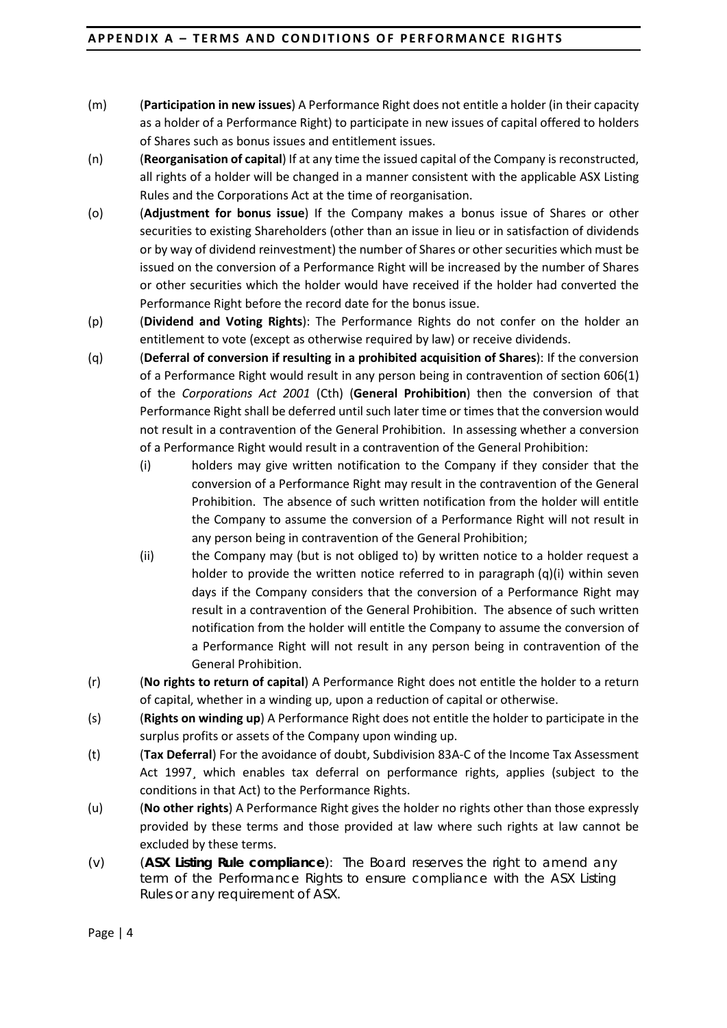## APPENDIX A – TERMS AND CONDITIONS OF PERFORMANCE RIGHTS

(m) (**Participation in new issues**) A Performance Right does not entitle a holder (in their capacity as a holder of a Performance Right) to participate in new issues of capital offered to holders of Shares such as bonus issues and entitlement issues.

(n) (**Reorganisation of capital**) If at any time the issued capital of the Company is reconstructed, all rights of a holder will be changed in a manner consistent with the applicable ASX Listing Rules and the Corporations Act at the time of reorganisation.

(o) (**Adjustment for bonus issue**) If the Company makes a bonus issue of Shares or other securities to existing Shareholders (other than an issue in lieu or in satisfaction of dividends or by way of dividend reinvestment) the number of Shares or other securities which must be issued on the conversion of a Performance Right will be increased by the number of Shares or other securities which the holder would have received if the holder had converted the Performance Right before the record date for the bonus issue.

(p) (**Dividend and Voting Rights**): The Performance Rights do not confer on the holder an entitlement to vote (except as otherwise required by law) or receive dividends.

(q) (**Deferral of conversion if resulting in a prohibited acquisition of Shares**): If the conversion of a Performance Right would result in any person being in contravention of section 606(1) of the *Corporations Act 2001* (Cth) (**General Prohibition**) then the conversion of that Performance Right shall be deferred until such later time or times that the conversion would not result in a contravention of the General Prohibition. In assessing whether a conversion of a Performance Right would result in a contravention of the General Prohibition:

   (i) holders may give written notification to the Company if they consider that the conversion of a Performance Right may result in the contravention of the General Prohibition. The absence of such written notification from the holder will entitle the Company to assume the conversion of a Performance Right will not result in any person being in contravention of the General Prohibition;

   (ii) the Company may (but is not obliged to) by written notice to a holder request a holder to provide the written notice referred to in paragraph (q)(i) within seven days if the Company considers that the conversion of a Performance Right may result in a contravention of the General Prohibition. The absence of such written notification from the holder will entitle the Company to assume the conversion of a Performance Right will not result in any person being in contravention of the General Prohibition.

(r) (**No rights to return of capital**) A Performance Right does not entitle the holder to a return of capital, whether in a winding up, upon a reduction of capital or otherwise.

(s) (**Rights on winding up**) A Performance Right does not entitle the holder to participate in the surplus profits or assets of the Company upon winding up.

(t) (**Tax Deferral**) For the avoidance of doubt, Subdivision 83A-C of the Income Tax Assessment Act 1997¸ which enables tax deferral on performance rights, applies (subject to the conditions in that Act) to the Performance Rights.

(u) (**No other rights**) A Performance Right gives the holder no rights other than those expressly provided by these terms and those provided at law where such rights at law cannot be excluded by these terms.

(v) (**ASX Listing Rule compliance**): The Board reserves the right to amend any term of the Performance Rights to ensure compliance with the ASX Listing Rules or any requirement of ASX.